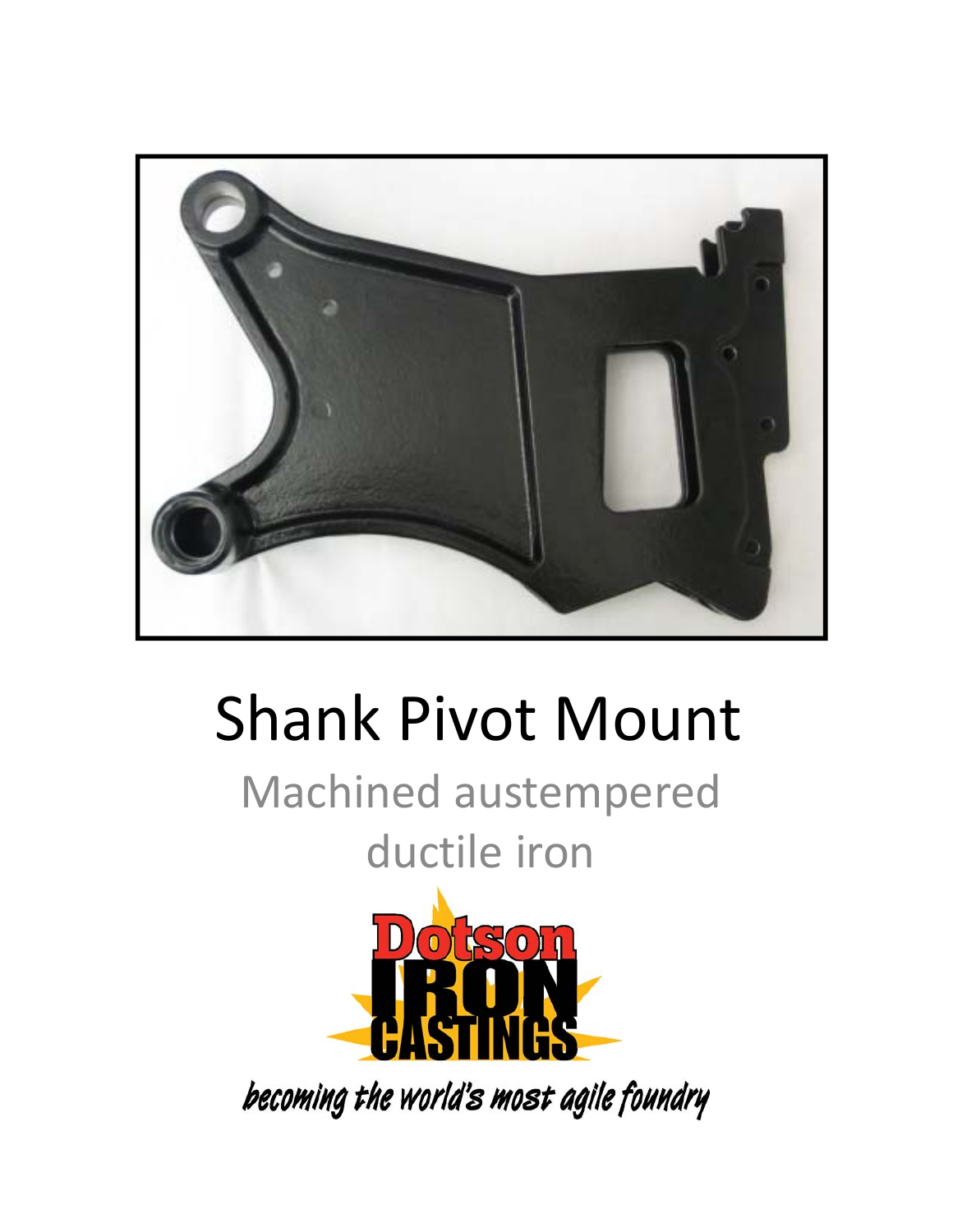# Shank Pivot Mount

## Machined austempered ductile iron

Dotson IRON CASTINGS

*becoming the world's most agile foundry*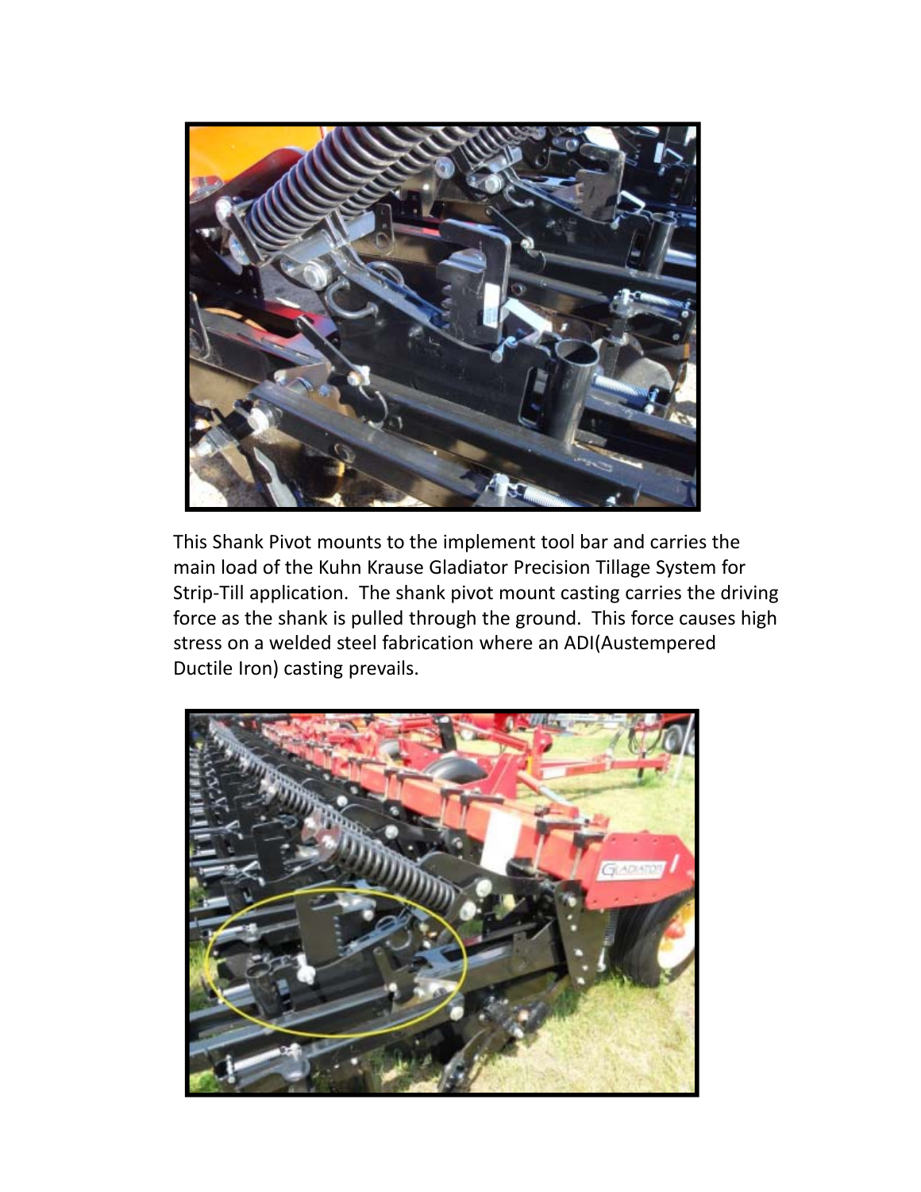This Shank Pivot mounts to the implement tool bar and carries the main load of the Kuhn Krause Gladiator Precision Tillage System for Strip-Till application. The shank pivot mount casting carries the driving force as the shank is pulled through the ground. This force causes high stress on a welded steel fabrication where an ADI(Austempered Ductile Iron) casting prevails.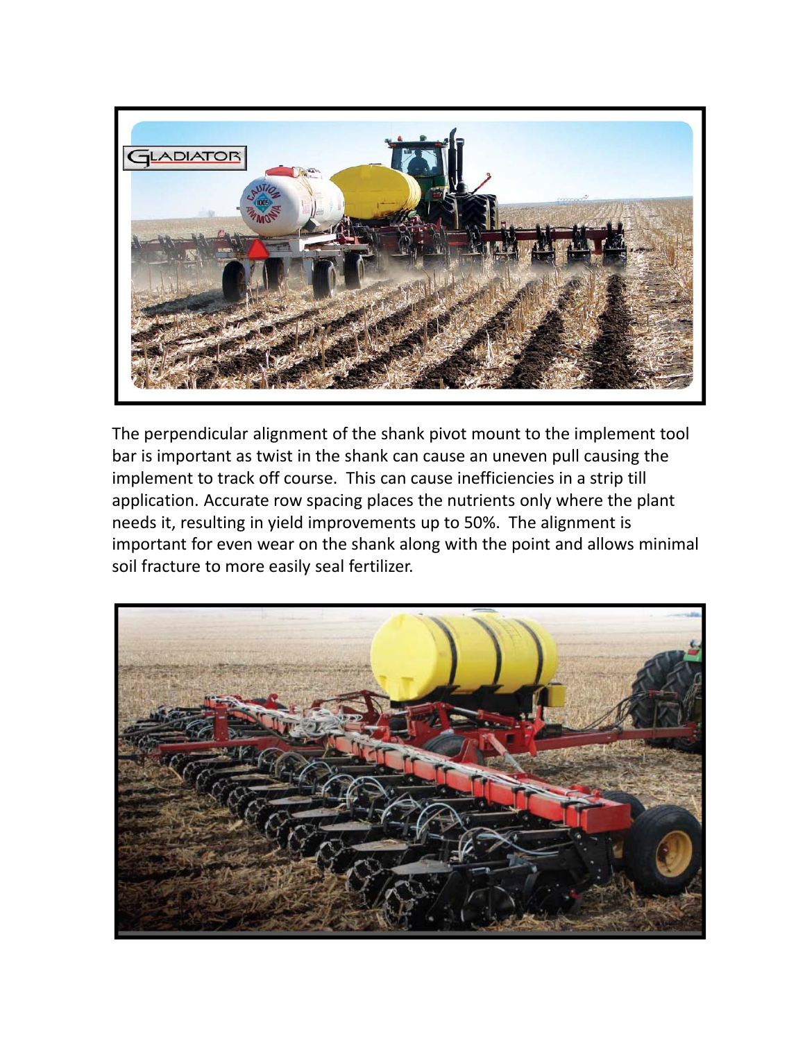The perpendicular alignment of the shank pivot mount to the implement tool bar is important as twist in the shank can cause an uneven pull causing the implement to track off course. This can cause inefficiencies in a strip till application. Accurate row spacing places the nutrients only where the plant needs it, resulting in yield improvements up to 50%. The alignment is important for even wear on the shank along with the point and allows minimal soil fracture to more easily seal fertilizer.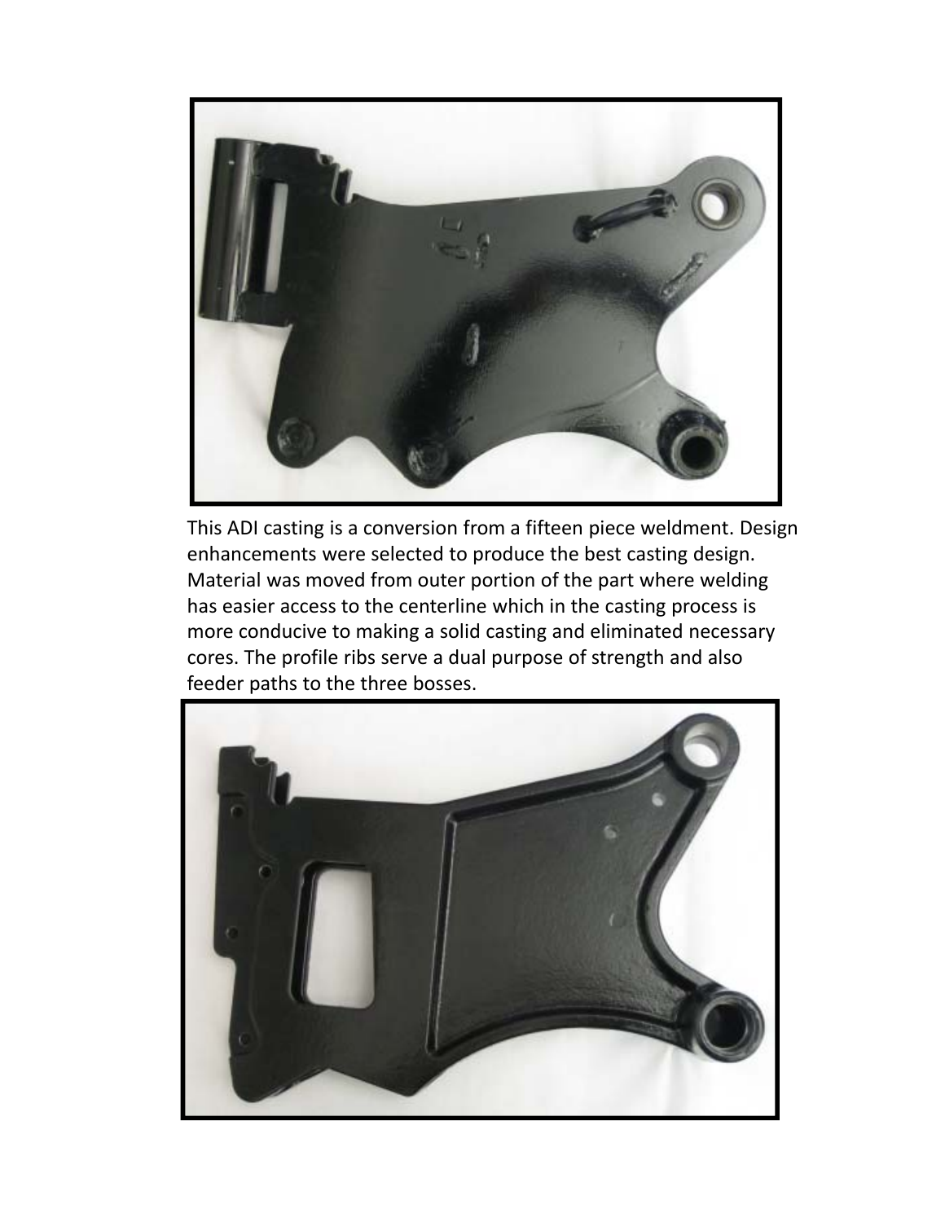This ADI casting is a conversion from a fifteen piece weldment. Design enhancements were selected to produce the best casting design. Material was moved from outer portion of the part where welding has easier access to the centerline which in the casting process is more conducive to making a solid casting and eliminated necessary cores. The profile ribs serve a dual purpose of strength and also feeder paths to the three bosses.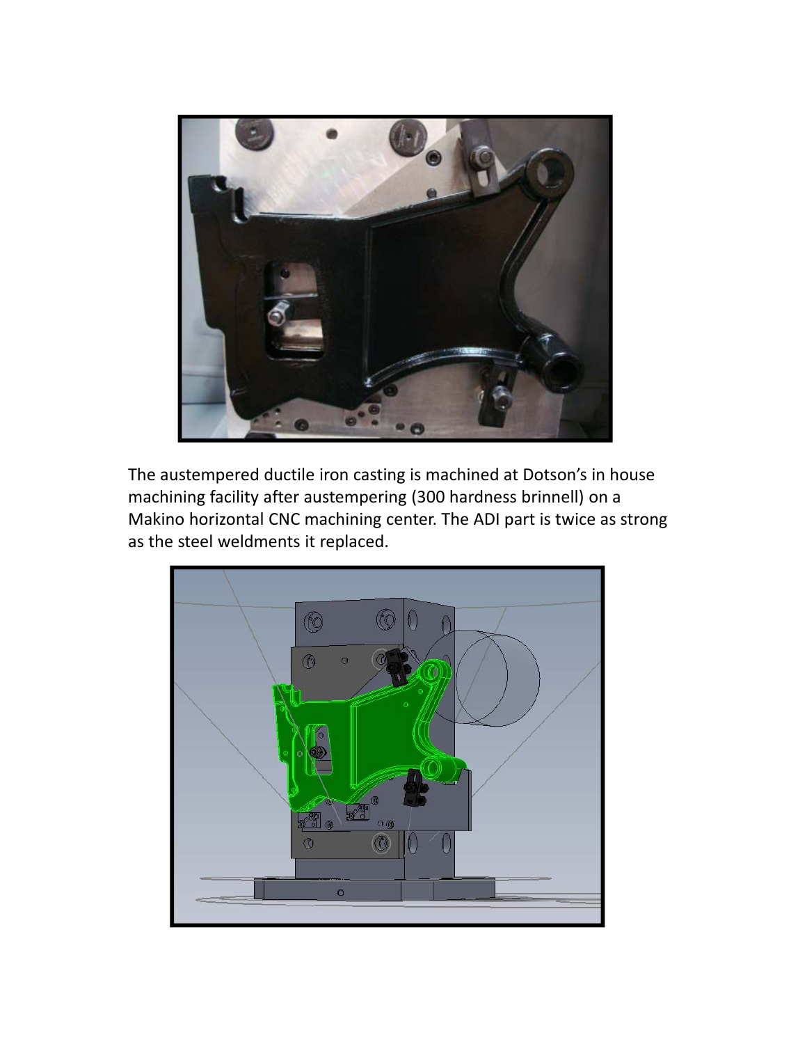The austempered ductile iron casting is machined at Dotson's in house machining facility after austempering (300 hardness brinnell) on a Makino horizontal CNC machining center. The ADI part is twice as strong as the steel weldments it replaced.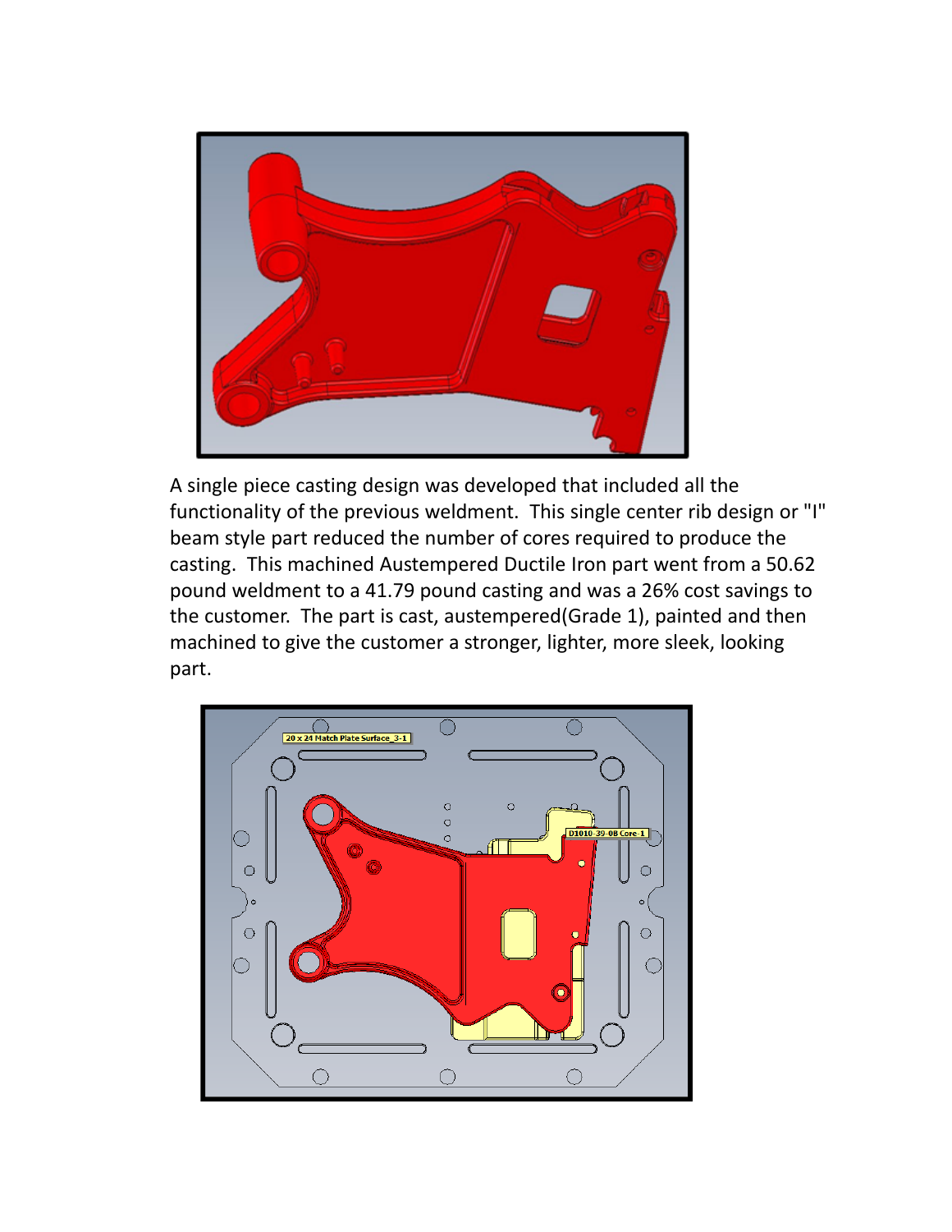A single piece casting design was developed that included all the functionality of the previous weldment. This single center rib design or "I" beam style part reduced the number of cores required to produce the casting. This machined Austempered Ductile Iron part went from a 50.62 pound weldment to a 41.79 pound casting and was a 26% cost savings to the customer. The part is cast, austempered(Grade 1), painted and then machined to give the customer a stronger, lighter, more sleek, looking part.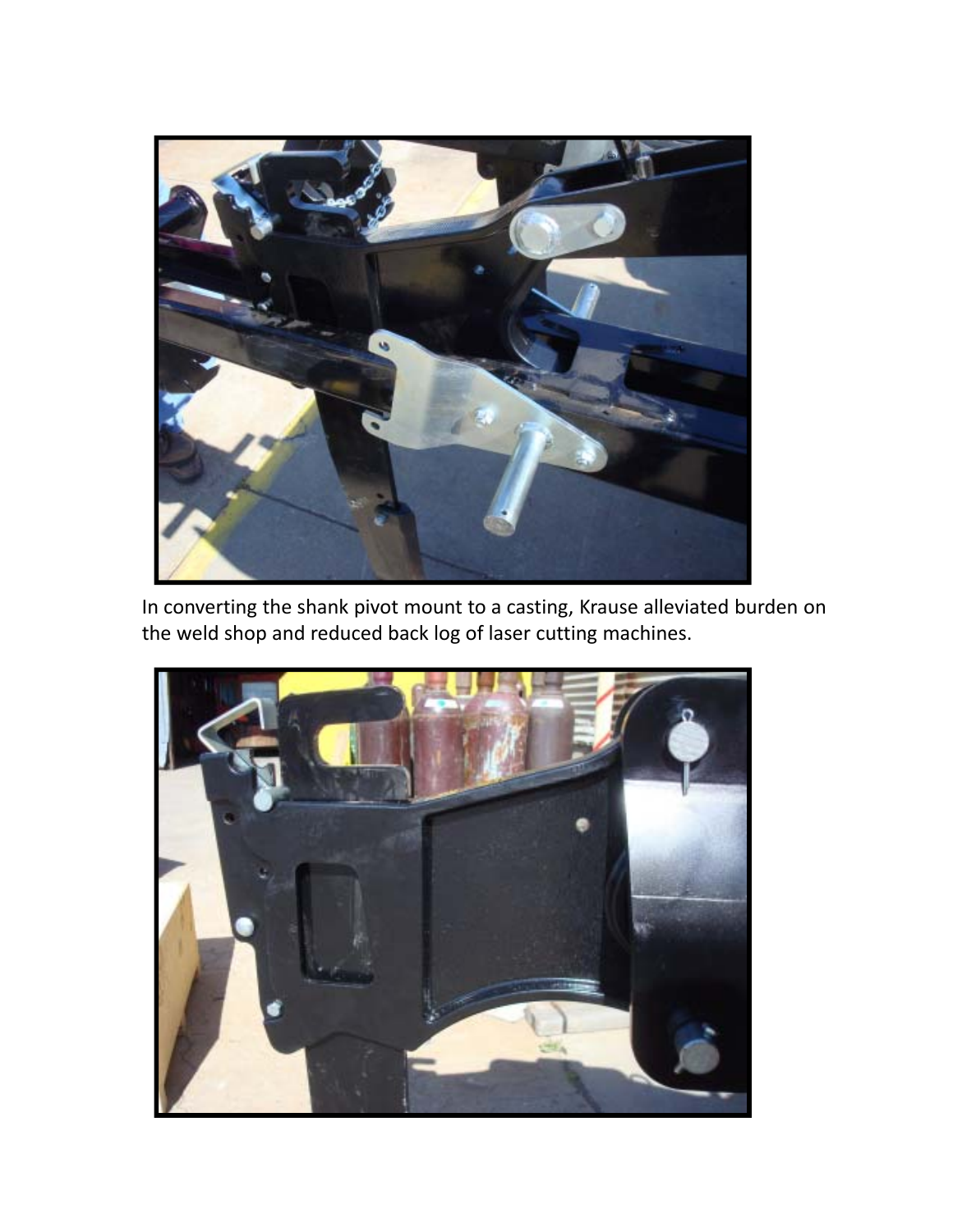In converting the shank pivot mount to a casting, Krause alleviated burden on the weld shop and reduced back log of laser cutting machines.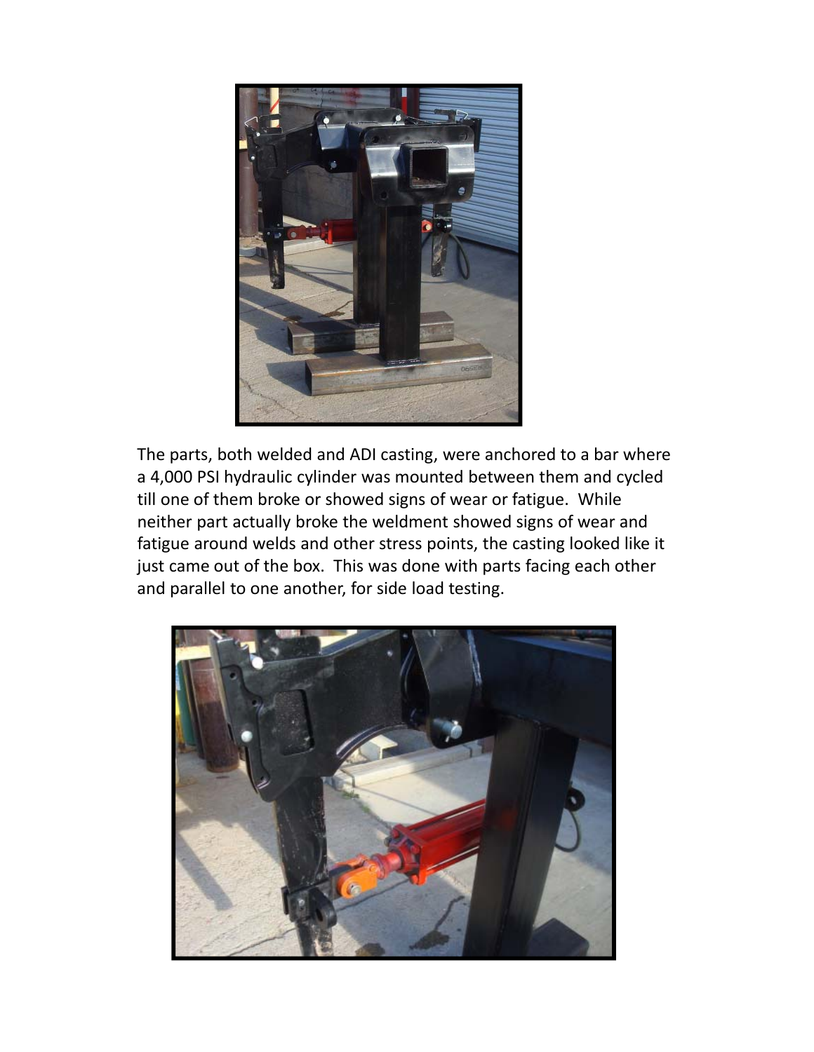The parts, both welded and ADI casting, were anchored to a bar where a 4,000 PSI hydraulic cylinder was mounted between them and cycled till one of them broke or showed signs of wear or fatigue. While neither part actually broke the weldment showed signs of wear and fatigue around welds and other stress points, the casting looked like it just came out of the box. This was done with parts facing each other and parallel to one another, for side load testing.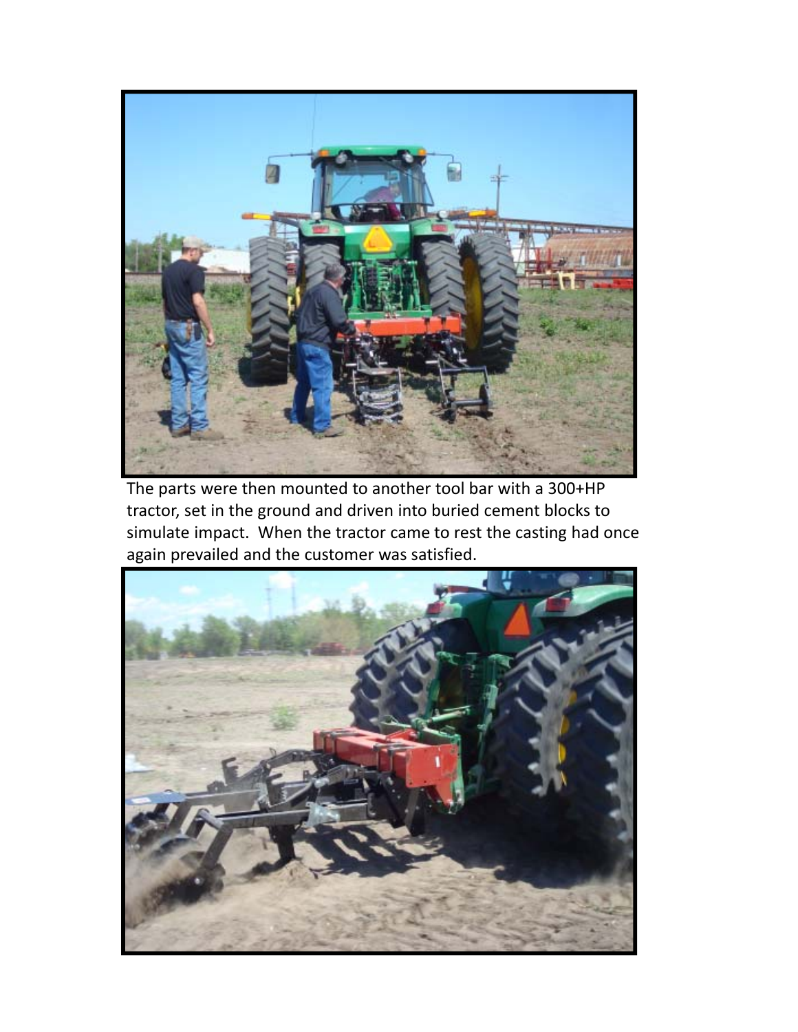The parts were then mounted to another tool bar with a 300+HP tractor, set in the ground and driven into buried cement blocks to simulate impact. When the tractor came to rest the casting had once again prevailed and the customer was satisfied.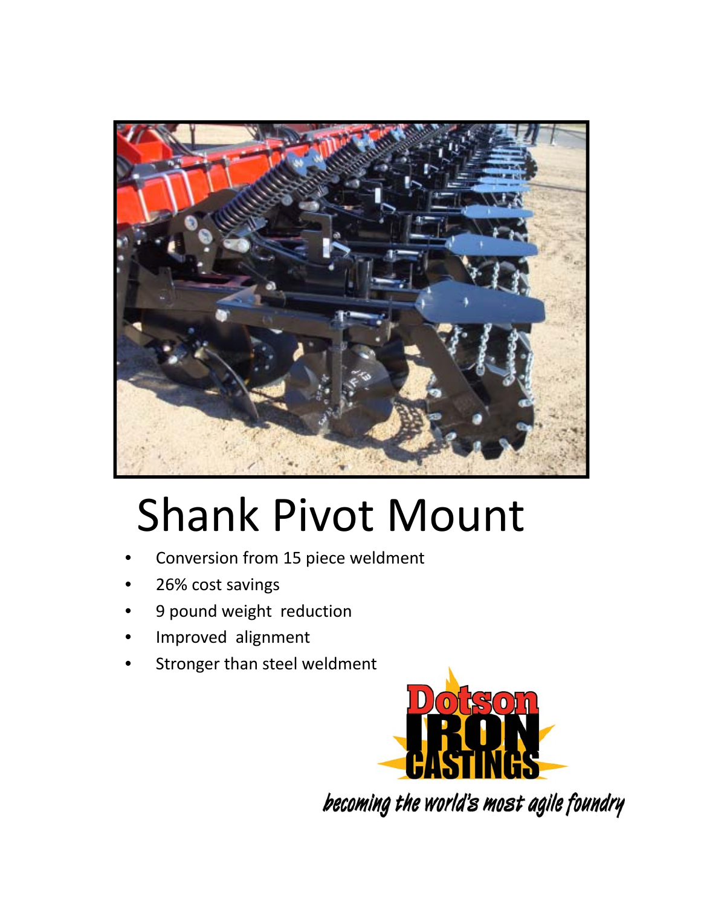# Shank Pivot Mount

- Conversion from 15 piece weldment
- 26% cost savings
- 9 pound weight reduction
- Improved alignment
- Stronger than steel weldment

Dotson IRON CASTINGS

*becoming the world's most agile foundry*